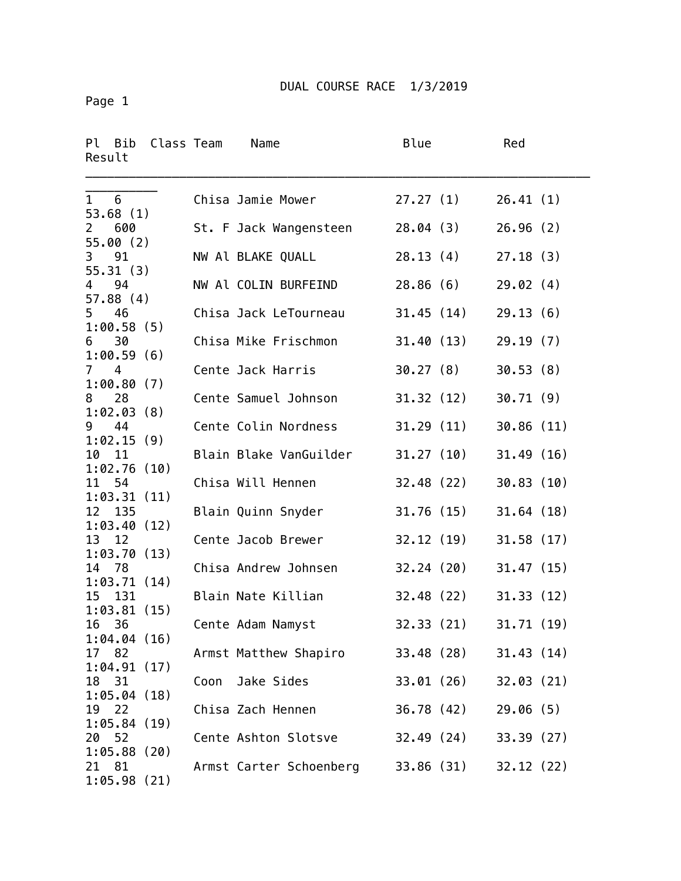# DUAL COURSE RACE 1/3/2019

| Pl | Bib | Class | Team | Name | Blue | Red | Result |
|---|---|---|---|---|---|---|---|
| 1 | 6 | | Chisa | Jamie Mower | 27.27 (1) | 26.41 (1) | 53.68 (1) |
| 2 | 600 | | St. F | Jack Wangensteen | 28.04 (3) | 26.96 (2) | 55.00 (2) |
| 3 | 91 | | NW Al | BLAKE QUALL | 28.13 (4) | 27.18 (3) | 55.31 (3) |
| 4 | 94 | | NW Al | COLIN BURFEIND | 28.86 (6) | 29.02 (4) | 57.88 (4) |
| 5 | 46 | | Chisa | Jack LeTourneau | 31.45 (14) | 29.13 (6) | 1:00.58 (5) |
| 6 | 30 | | Chisa | Mike Frischmon | 31.40 (13) | 29.19 (7) | 1:00.59 (6) |
| 7 | 4 | | Cente | Jack Harris | 30.27 (8) | 30.53 (8) | 1:00.80 (7) |
| 8 | 28 | | Cente | Samuel Johnson | 31.32 (12) | 30.71 (9) | 1:02.03 (8) |
| 9 | 44 | | Cente | Colin Nordness | 31.29 (11) | 30.86 (11) | 1:02.15 (9) |
| 10 | 11 | | Blain | Blake VanGuilder | 31.27 (10) | 31.49 (16) | 1:02.76 (10) |
| 11 | 54 | | Chisa | Will Hennen | 32.48 (22) | 30.83 (10) | 1:03.31 (11) |
| 12 | 135 | | Blain | Quinn Snyder | 31.76 (15) | 31.64 (18) | 1:03.40 (12) |
| 13 | 12 | | Cente | Jacob Brewer | 32.12 (19) | 31.58 (17) | 1:03.70 (13) |
| 14 | 78 | | Chisa | Andrew Johnsen | 32.24 (20) | 31.47 (15) | 1:03.71 (14) |
| 15 | 131 | | Blain | Nate Killian | 32.48 (22) | 31.33 (12) | 1:03.81 (15) |
| 16 | 36 | | Cente | Adam Namyst | 32.33 (21) | 31.71 (19) | 1:04.04 (16) |
| 17 | 82 | | Armst | Matthew Shapiro | 33.48 (28) | 31.43 (14) | 1:04.91 (17) |
| 18 | 31 | | Coon | Jake Sides | 33.01 (26) | 32.03 (21) | 1:05.04 (18) |
| 19 | 22 | | Chisa | Zach Hennen | 36.78 (42) | 29.06 (5) | 1:05.84 (19) |
| 20 | 52 | | Cente | Ashton Slotsve | 32.49 (24) | 33.39 (27) | 1:05.88 (20) |
| 21 | 81 | | Armst | Carter Schoenberg | 33.86 (31) | 32.12 (22) | 1:05.98 (21) |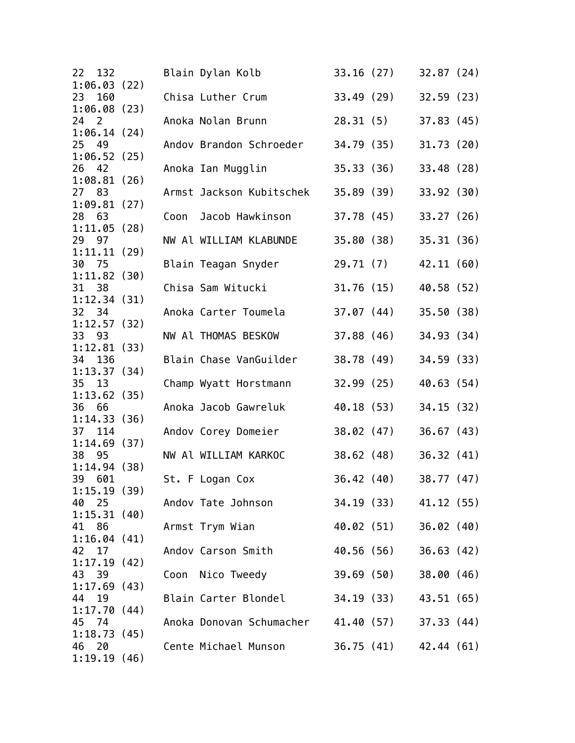```
22  132        Blain Dylan Kolb           33.16 (27)    32.87 (24)
1:06.03 (22)
23  160        Chisa Luther Crum          33.49 (29)    32.59 (23)
1:06.08 (23)
24  2          Anoka Nolan Brunn          28.31 (5)     37.83 (45)
1:06.14 (24)
25  49         Andov Brandon Schroeder    34.79 (35)    31.73 (20)
1:06.52 (25)
26  42         Anoka Ian Mugglin          35.33 (36)    33.48 (28)
1:08.81 (26)
27  83         Armst Jackson Kubitschek   35.89 (39)    33.92 (30)
1:09.81 (27)
28  63         Coon  Jacob Hawkinson      37.78 (45)    33.27 (26)
1:11.05 (28)
29  97         NW Al WILLIAM KLABUNDE     35.80 (38)    35.31 (36)
1:11.11 (29)
30  75         Blain Teagan Snyder        29.71 (7)     42.11 (60)
1:11.82 (30)
31  38         Chisa Sam Witucki          31.76 (15)    40.58 (52)
1:12.34 (31)
32  34         Anoka Carter Toumela       37.07 (44)    35.50 (38)
1:12.57 (32)
33  93         NW Al THOMAS BESKOW        37.88 (46)    34.93 (34)
1:12.81 (33)
34  136        Blain Chase VanGuilder     38.78 (49)    34.59 (33)
1:13.37 (34)
35  13         Champ Wyatt Horstmann      32.99 (25)    40.63 (54)
1:13.62 (35)
36  66         Anoka Jacob Gawreluk       40.18 (53)    34.15 (32)
1:14.33 (36)
37  114        Andov Corey Domeier        38.02 (47)    36.67 (43)
1:14.69 (37)
38  95         NW Al WILLIAM KARKOC       38.62 (48)    36.32 (41)
1:14.94 (38)
39  601        St. F Logan Cox            36.42 (40)    38.77 (47)
1:15.19 (39)
40  25         Andov Tate Johnson         34.19 (33)    41.12 (55)
1:15.31 (40)
41  86         Armst Trym Wian            40.02 (51)    36.02 (40)
1:16.04 (41)
42  17         Andov Carson Smith         40.56 (56)    36.63 (42)
1:17.19 (42)
43  39         Coon  Nico Tweedy          39.69 (50)    38.00 (46)
1:17.69 (43)
44  19         Blain Carter Blondel       34.19 (33)    43.51 (65)
1:17.70 (44)
45  74         Anoka Donovan Schumacher   41.40 (57)    37.33 (44)
1:18.73 (45)
46  20         Cente Michael Munson       36.75 (41)    42.44 (61)
1:19.19 (46)
```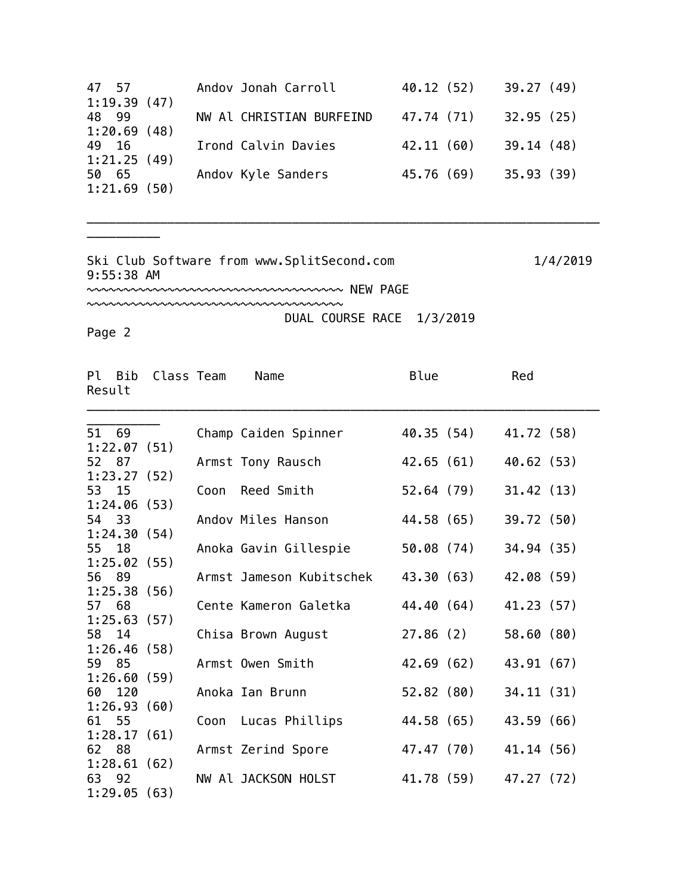| Pl | Bib | Class | Team | Name | Blue | Red | Result |
|---|---|---|---|---|---|---|---|
| 47 | 57 | | Andov | Jonah Carroll | 40.12 (52) | 39.27 (49) | 1:19.39 (47) |
| 48 | 99 | | NW Al | CHRISTIAN BURFEIND | 47.74 (71) | 32.95 (25) | 1:20.69 (48) |
| 49 | 16 | | Irond | Calvin Davies | 42.11 (60) | 39.14 (48) | 1:21.25 (49) |
| 50 | 65 | | Andov | Kyle Sanders | 45.76 (69) | 35.93 (39) | 1:21.69 (50) |

Ski Club Software from www.SplitSecond.com 1/4/2019 9:55:38 AM

~~~~~~~~~~~~~~~~~~~~~~~~~~~~~~~~~~~ NEW PAGE ~~~~~~~~~~~~~~~~~~~~~~~~~~~~~~~~~~~

DUAL COURSE RACE 1/3/2019

Page 2

| Pl | Bib | Class | Team | Name | Blue | Red | Result |
|---|---|---|---|---|---|---|---|
| 51 | 69 | | Champ | Caiden Spinner | 40.35 (54) | 41.72 (58) | 1:22.07 (51) |
| 52 | 87 | | Armst | Tony Rausch | 42.65 (61) | 40.62 (53) | 1:23.27 (52) |
| 53 | 15 | | Coon | Reed Smith | 52.64 (79) | 31.42 (13) | 1:24.06 (53) |
| 54 | 33 | | Andov | Miles Hanson | 44.58 (65) | 39.72 (50) | 1:24.30 (54) |
| 55 | 18 | | Anoka | Gavin Gillespie | 50.08 (74) | 34.94 (35) | 1:25.02 (55) |
| 56 | 89 | | Armst | Jameson Kubitschek | 43.30 (63) | 42.08 (59) | 1:25.38 (56) |
| 57 | 68 | | Cente | Kameron Galetka | 44.40 (64) | 41.23 (57) | 1:25.63 (57) |
| 58 | 14 | | Chisa | Brown August | 27.86 (2) | 58.60 (80) | 1:26.46 (58) |
| 59 | 85 | | Armst | Owen Smith | 42.69 (62) | 43.91 (67) | 1:26.60 (59) |
| 60 | 120 | | Anoka | Ian Brunn | 52.82 (80) | 34.11 (31) | 1:26.93 (60) |
| 61 | 55 | | Coon | Lucas Phillips | 44.58 (65) | 43.59 (66) | 1:28.17 (61) |
| 62 | 88 | | Armst | Zerind Spore | 47.47 (70) | 41.14 (56) | 1:28.61 (62) |
| 63 | 92 | | NW Al | JACKSON HOLST | 41.78 (59) | 47.27 (72) | 1:29.05 (63) |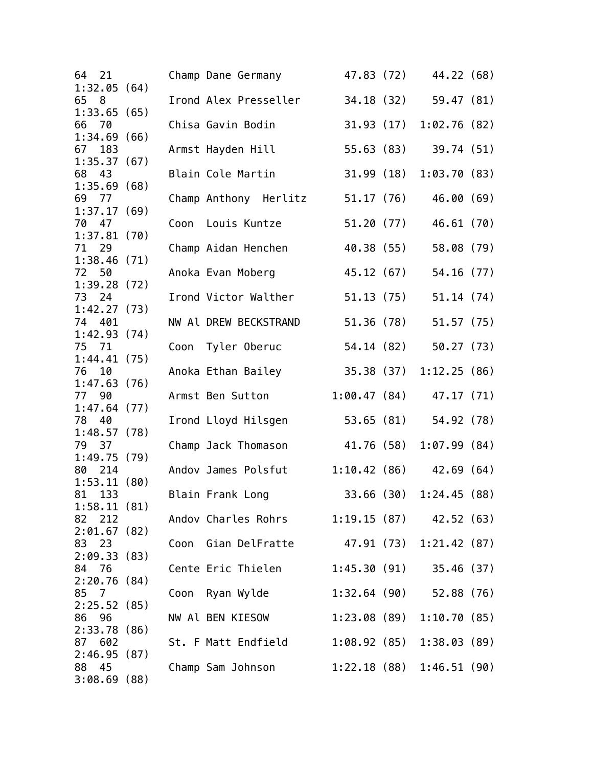```
64  21         Champ Dane Germany         47.83 (72)    44.22 (68)
1:32.05 (64)
65  8          Irond Alex Presseller      34.18 (32)    59.47 (81)
1:33.65 (65)
66  70         Chisa Gavin Bodin          31.93 (17)  1:02.76 (82)
1:34.69 (66)
67  183        Armst Hayden Hill          55.63 (83)    39.74 (51)
1:35.37 (67)
68  43         Blain Cole Martin          31.99 (18)  1:03.70 (83)
1:35.69 (68)
69  77         Champ Anthony  Herlitz     51.17 (76)    46.00 (69)
1:37.17 (69)
70  47         Coon  Louis Kuntze         51.20 (77)    46.61 (70)
1:37.81 (70)
71  29         Champ Aidan Henchen        40.38 (55)    58.08 (79)
1:38.46 (71)
72  50         Anoka Evan Moberg          45.12 (67)    54.16 (77)
1:39.28 (72)
73  24         Irond Victor Walther       51.13 (75)    51.14 (74)
1:42.27 (73)
74  401        NW Al DREW BECKSTRAND      51.36 (78)    51.57 (75)
1:42.93 (74)
75  71         Coon  Tyler Oberuc         54.14 (82)    50.27 (73)
1:44.41 (75)
76  10         Anoka Ethan Bailey         35.38 (37)  1:12.25 (86)
1:47.63 (76)
77  90         Armst Ben Sutton         1:00.47 (84)    47.17 (71)
1:47.64 (77)
78  40         Irond Lloyd Hilsgen        53.65 (81)    54.92 (78)
1:48.57 (78)
79  37         Champ Jack Thomason        41.76 (58)  1:07.99 (84)
1:49.75 (79)
80  214        Andov James Polsfut      1:10.42 (86)    42.69 (64)
1:53.11 (80)
81  133        Blain Frank Long           33.66 (30)  1:24.45 (88)
1:58.11 (81)
82  212        Andov Charles Rohrs      1:19.15 (87)    42.52 (63)
2:01.67 (82)
83  23         Coon  Gian DelFratte       47.91 (73)  1:21.42 (87)
2:09.33 (83)
84  76         Cente Eric Thielen       1:45.30 (91)    35.46 (37)
2:20.76 (84)
85  7          Coon  Ryan Wylde         1:32.64 (90)    52.88 (76)
2:25.52 (85)
86  96         NW Al BEN KIESOW         1:23.08 (89)  1:10.70 (85)
2:33.78 (86)
87  602        St. F Matt Endfield      1:08.92 (85)  1:38.03 (89)
2:46.95 (87)
88  45         Champ Sam Johnson        1:22.18 (88)  1:46.51 (90)
3:08.69 (88)
```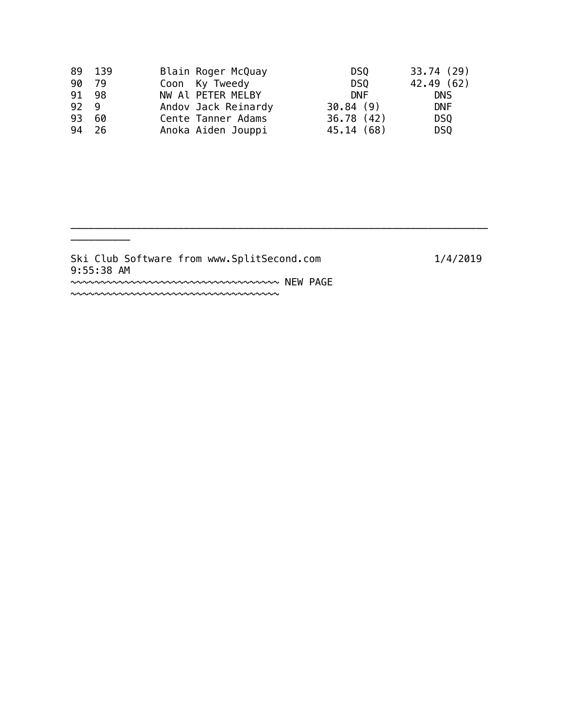| | | | | | |
|---|---|---|---|---|---|
| 89 | 139 | Blain | Roger McQuay | DSQ | 33.74 (29) |
| 90 | 79 | Coon | Ky Tweedy | DSQ | 42.49 (62) |
| 91 | 98 | NW Al | PETER MELBY | DNF | DNS |
| 92 | 9 | Andov | Jack Reinardy | 30.84 (9) | DNF |
| 93 | 60 | Cente | Tanner Adams | 36.78 (42) | DSQ |
| 94 | 26 | Anoka | Aiden Jouppi | 45.14 (68) | DSQ |

Ski Club Software from www.SplitSecond.com 1/4/2019 9:55:38 AM

~~~~~~~~~~~~~~~~~~~~~~~~~~~~~~~~~~~ NEW PAGE ~~~~~~~~~~~~~~~~~~~~~~~~~~~~~~~~~~~